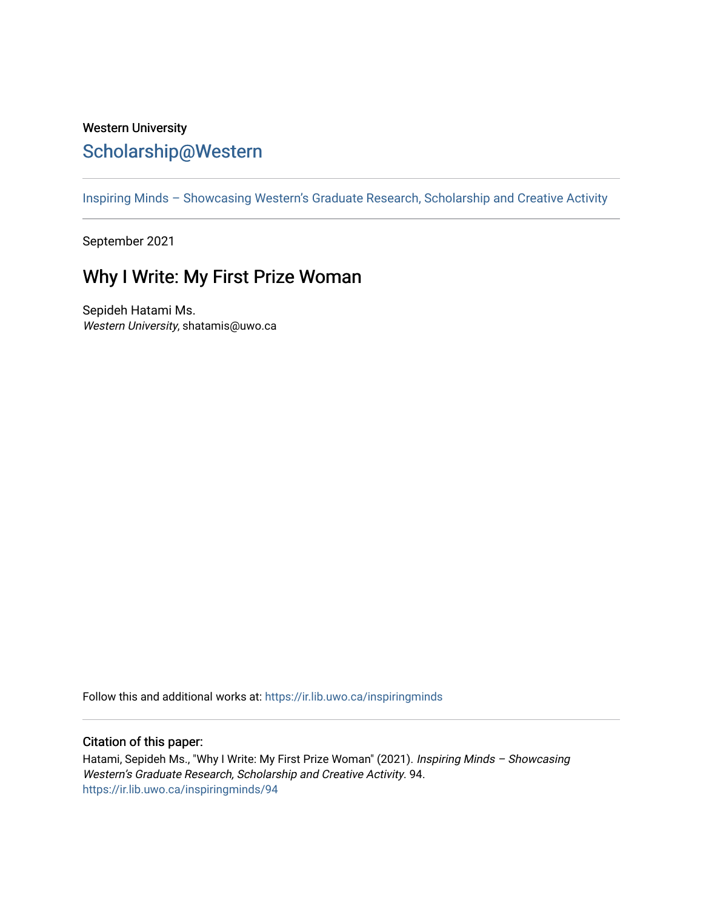Western University

## Scholarship@Western

Inspiring Minds – Showcasing Western's Graduate Research, Scholarship and Creative Activity

September 2021

# Why I Write: My First Prize Woman

Sepideh Hatami Ms.
*Western University*, shatamis@uwo.ca

Follow this and additional works at: https://ir.lib.uwo.ca/inspiringminds

### Citation of this paper:

Hatami, Sepideh Ms., "Why I Write: My First Prize Woman" (2021). *Inspiring Minds – Showcasing Western's Graduate Research, Scholarship and Creative Activity*. 94.
https://ir.lib.uwo.ca/inspiringminds/94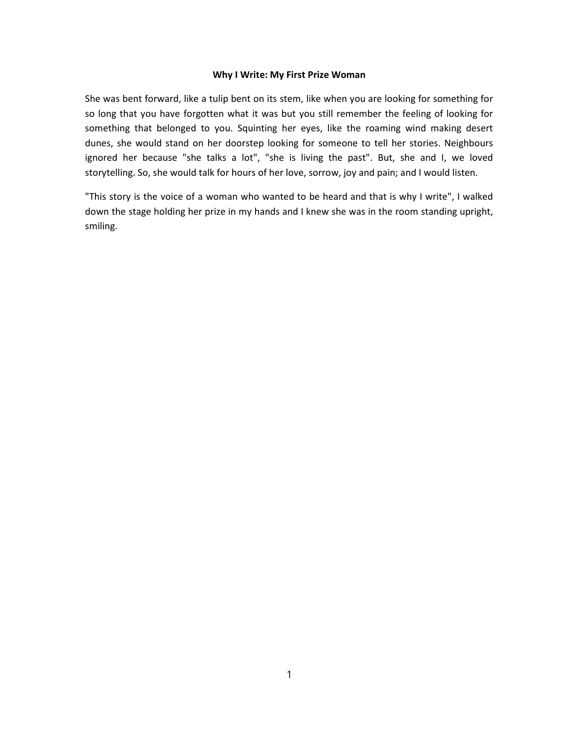**Why I Write: My First Prize Woman**

She was bent forward, like a tulip bent on its stem, like when you are looking for something for so long that you have forgotten what it was but you still remember the feeling of looking for something that belonged to you. Squinting her eyes, like the roaming wind making desert dunes, she would stand on her doorstep looking for someone to tell her stories. Neighbours ignored her because "she talks a lot", "she is living the past". But, she and I, we loved storytelling. So, she would talk for hours of her love, sorrow, joy and pain; and I would listen.

"This story is the voice of a woman who wanted to be heard and that is why I write", I walked down the stage holding her prize in my hands and I knew she was in the room standing upright, smiling.